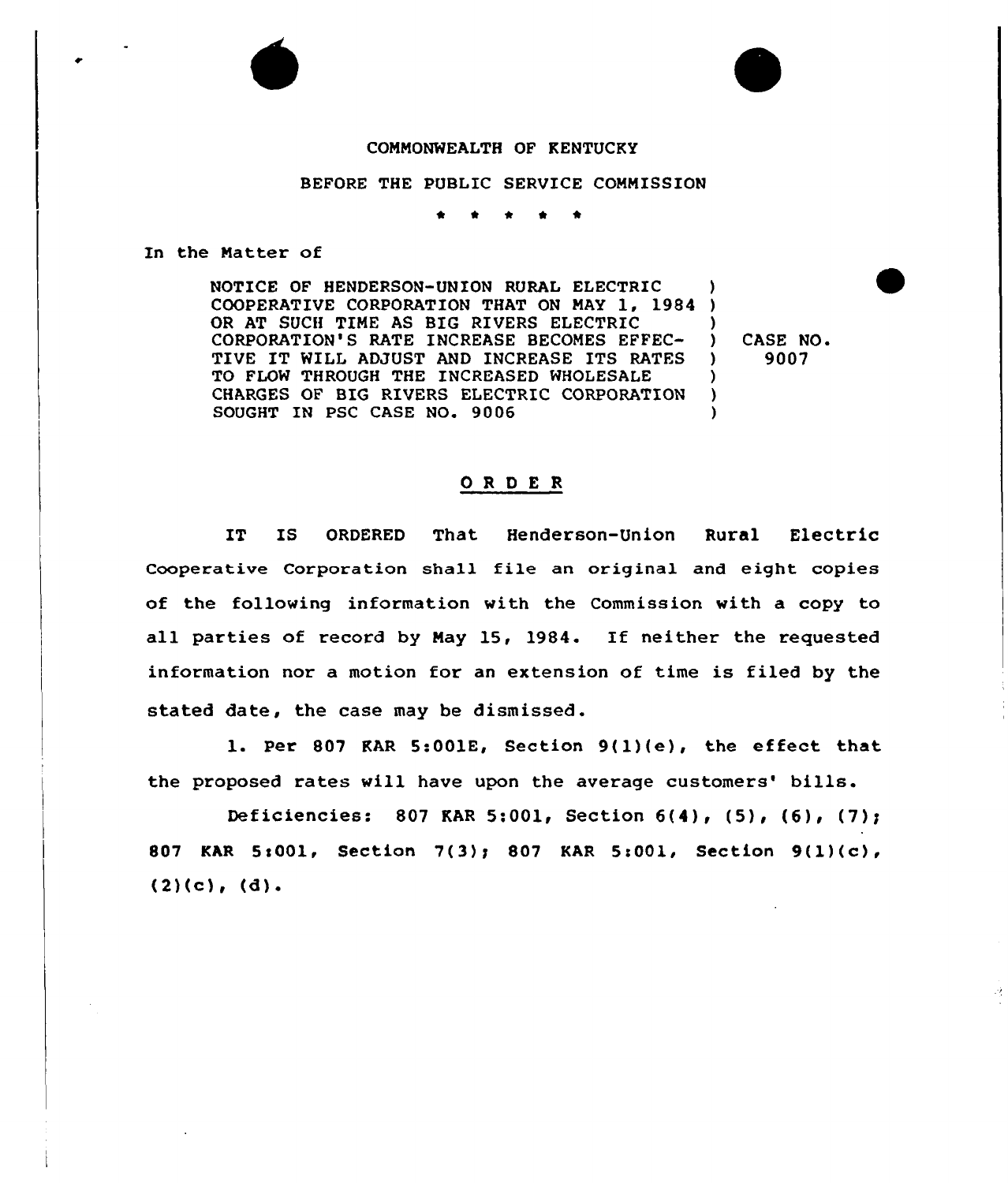COMMONWEALTH OF KENTUCKY

BEFORE THE PUBLIC SERVICE COMMISSION

\* \* \* \* \*

In the Matter of

| | | |
|---|---|---|
| NOTICE OF HENDERSON-UNION RURAL ELECTRIC COOPERATIVE CORPORATION THAT ON MAY 1, 1984 OR AT SUCH TIME AS BIG RIVERS ELECTRIC CORPORATION'S RATE INCREASE BECOMES EFFECTIVE IT WILL ADJUST AND INCREASE ITS RATES TO FLOW THROUGH THE INCREASED WHOLESALE CHARGES OF BIG RIVERS ELECTRIC CORPORATION SOUGHT IN PSC CASE NO. 9006 | ) | CASE NO. 9007 |

## O R D E R

IT IS ORDERED That Henderson-Union Rural Electric Cooperative Corporation shall file an original and eight copies of the following information with the Commission with a copy to all parties of record by May 15, 1984. If neither the requested information nor a motion for an extension of time is filed by the stated date, the case may be dismissed.

1. Per 807 KAR 5:001E, Section 9(1)(e), the effect that the proposed rates will have upon the average customers' bills.

Deficiencies: 807 KAR 5:001, Section 6(4), (5), (6), (7); 807 KAR 5:001, Section 7(3); 807 KAR 5:001, Section 9(1)(c), (2)(c), (d).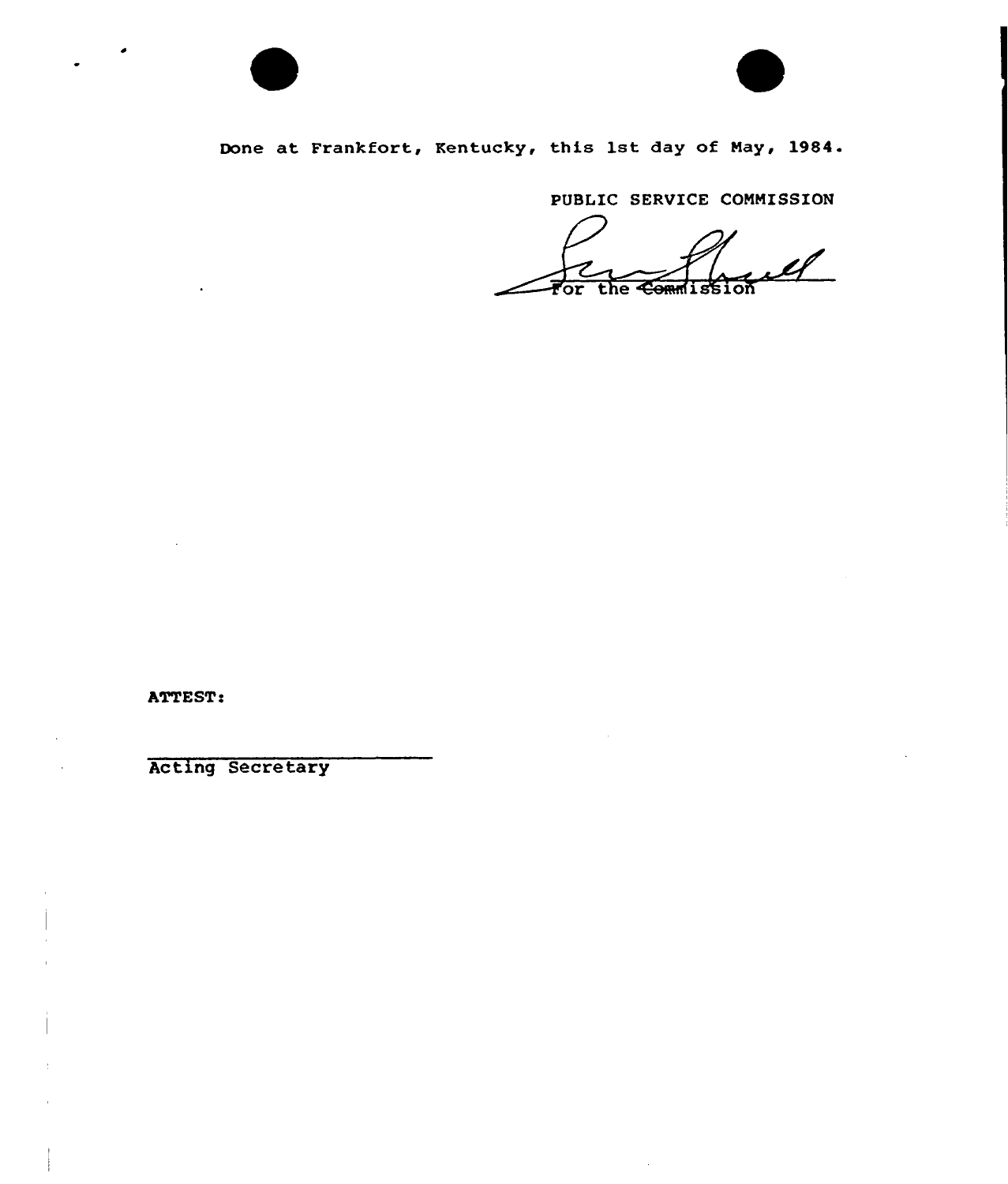Done at Frankfort, Kentucky, this 1st day of May, 1984.

PUBLIC SERVICE COMMISSION

For the Commission

ATTEST:

Acting Secretary